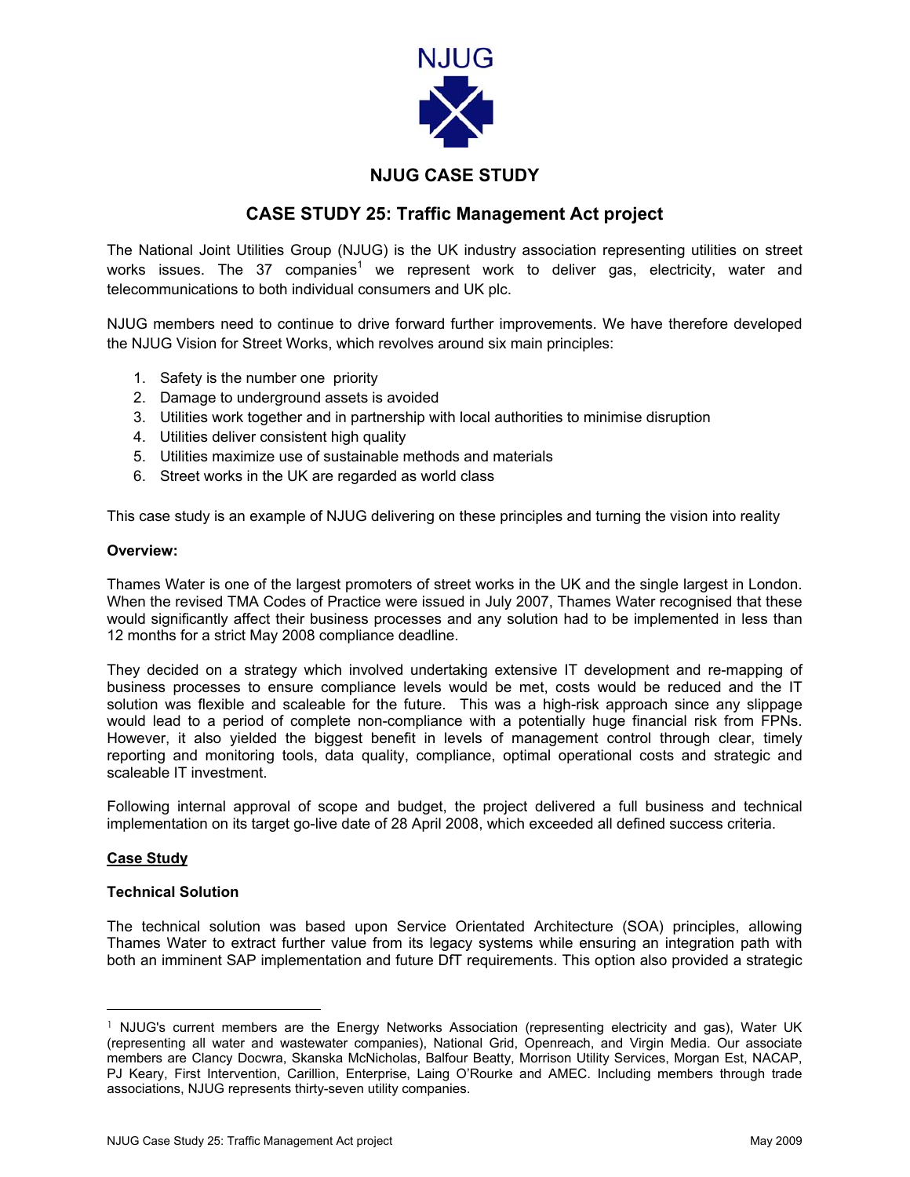NJUG

# NJUG CASE STUDY

## CASE STUDY 25: Traffic Management Act project

The National Joint Utilities Group (NJUG) is the UK industry association representing utilities on street works issues. The 37 companies[1] we represent work to deliver gas, electricity, water and telecommunications to both individual consumers and UK plc.

NJUG members need to continue to drive forward further improvements. We have therefore developed the NJUG Vision for Street Works, which revolves around six main principles:

1. Safety is the number one priority
2. Damage to underground assets is avoided
3. Utilities work together and in partnership with local authorities to minimise disruption
4. Utilities deliver consistent high quality
5. Utilities maximize use of sustainable methods and materials
6. Street works in the UK are regarded as world class

This case study is an example of NJUG delivering on these principles and turning the vision into reality

**Overview:**

Thames Water is one of the largest promoters of street works in the UK and the single largest in London. When the revised TMA Codes of Practice were issued in July 2007, Thames Water recognised that these would significantly affect their business processes and any solution had to be implemented in less than 12 months for a strict May 2008 compliance deadline.

They decided on a strategy which involved undertaking extensive IT development and re-mapping of business processes to ensure compliance levels would be met, costs would be reduced and the IT solution was flexible and scaleable for the future. This was a high-risk approach since any slippage would lead to a period of complete non-compliance with a potentially huge financial risk from FPNs. However, it also yielded the biggest benefit in levels of management control through clear, timely reporting and monitoring tools, data quality, compliance, optimal operational costs and strategic and scaleable IT investment.

Following internal approval of scope and budget, the project delivered a full business and technical implementation on its target go-live date of 28 April 2008, which exceeded all defined success criteria.

**Case Study**

**Technical Solution**

The technical solution was based upon Service Orientated Architecture (SOA) principles, allowing Thames Water to extract further value from its legacy systems while ensuring an integration path with both an imminent SAP implementation and future DfT requirements. This option also provided a strategic

[1] NJUG's current members are the Energy Networks Association (representing electricity and gas), Water UK (representing all water and wastewater companies), National Grid, Openreach, and Virgin Media. Our associate members are Clancy Docwra, Skanska McNicholas, Balfour Beatty, Morrison Utility Services, Morgan Est, NACAP, PJ Keary, First Intervention, Carillion, Enterprise, Laing O'Rourke and AMEC. Including members through trade associations, NJUG represents thirty-seven utility companies.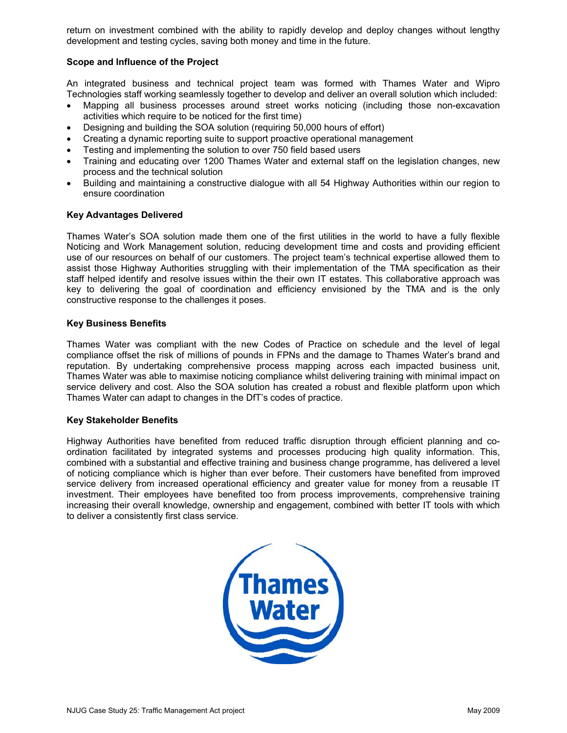return on investment combined with the ability to rapidly develop and deploy changes without lengthy development and testing cycles, saving both money and time in the future.

**Scope and Influence of the Project**

An integrated business and technical project team was formed with Thames Water and Wipro Technologies staff working seamlessly together to develop and deliver an overall solution which included:

- Mapping all business processes around street works noticing (including those non-excavation activities which require to be noticed for the first time)
- Designing and building the SOA solution (requiring 50,000 hours of effort)
- Creating a dynamic reporting suite to support proactive operational management
- Testing and implementing the solution to over 750 field based users
- Training and educating over 1200 Thames Water and external staff on the legislation changes, new process and the technical solution
- Building and maintaining a constructive dialogue with all 54 Highway Authorities within our region to ensure coordination

**Key Advantages Delivered**

Thames Water's SOA solution made them one of the first utilities in the world to have a fully flexible Noticing and Work Management solution, reducing development time and costs and providing efficient use of our resources on behalf of our customers. The project team's technical expertise allowed them to assist those Highway Authorities struggling with their implementation of the TMA specification as their staff helped identify and resolve issues within the their own IT estates. This collaborative approach was key to delivering the goal of coordination and efficiency envisioned by the TMA and is the only constructive response to the challenges it poses.

**Key Business Benefits**

Thames Water was compliant with the new Codes of Practice on schedule and the level of legal compliance offset the risk of millions of pounds in FPNs and the damage to Thames Water's brand and reputation. By undertaking comprehensive process mapping across each impacted business unit, Thames Water was able to maximise noticing compliance whilst delivering training with minimal impact on service delivery and cost. Also the SOA solution has created a robust and flexible platform upon which Thames Water can adapt to changes in the DfT's codes of practice.

**Key Stakeholder Benefits**

Highway Authorities have benefited from reduced traffic disruption through efficient planning and co-ordination facilitated by integrated systems and processes producing high quality information. This, combined with a substantial and effective training and business change programme, has delivered a level of noticing compliance which is higher than ever before. Their customers have benefited from improved service delivery from increased operational efficiency and greater value for money from a reusable IT investment. Their employees have benefited too from process improvements, comprehensive training increasing their overall knowledge, ownership and engagement, combined with better IT tools with which to deliver a consistently first class service.

Thames Water